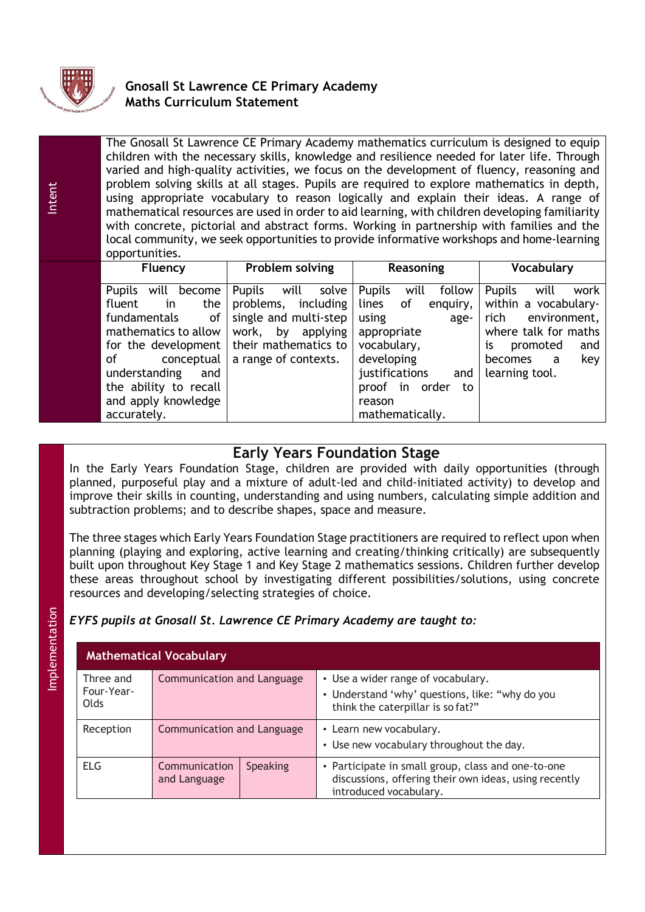# Gnosall St Lawrence CE Primary Academy
## Maths Curriculum Statement

## Intent

The Gnosall St Lawrence CE Primary Academy mathematics curriculum is designed to equip children with the necessary skills, knowledge and resilience needed for later life. Through varied and high-quality activities, we focus on the development of fluency, reasoning and problem solving skills at all stages. Pupils are required to explore mathematics in depth, using appropriate vocabulary to reason logically and explain their ideas. A range of mathematical resources are used in order to aid learning, with children developing familiarity with concrete, pictorial and abstract forms. Working in partnership with families and the local community, we seek opportunities to provide informative workshops and home-learning opportunities.

| Fluency | Problem solving | Reasoning | Vocabulary |
|---|---|---|---|
| Pupils will become fluent in the fundamentals of mathematics to allow for the development of conceptual understanding and the ability to recall and apply knowledge accurately. | Pupils will solve problems, including single and multi-step work, by applying their mathematics to a range of contexts. | Pupils will follow lines of enquiry, using age-appropriate vocabulary, developing justifications and proof in order to reason mathematically. | Pupils will work within a vocabulary-rich environment, where talk for maths is promoted and becomes a key learning tool. |

## Implementation

### Early Years Foundation Stage

In the Early Years Foundation Stage, children are provided with daily opportunities (through planned, purposeful play and a mixture of adult-led and child-initiated activity) to develop and improve their skills in counting, understanding and using numbers, calculating simple addition and subtraction problems; and to describe shapes, space and measure.

The three stages which Early Years Foundation Stage practitioners are required to reflect upon when planning (playing and exploring, active learning and creating/thinking critically) are subsequently built upon throughout Key Stage 1 and Key Stage 2 mathematics sessions. Children further develop these areas throughout school by investigating different possibilities/solutions, using concrete resources and developing/selecting strategies of choice.

*EYFS pupils at Gnosall St. Lawrence CE Primary Academy are taught to:*

| Mathematical Vocabulary | | | |
|---|---|---|---|
| Three and Four-Year-Olds | Communication and Language | | • Use a wider range of vocabulary.<br>• Understand 'why' questions, like: "why do you think the caterpillar is so fat?" |
| Reception | Communication and Language | | • Learn new vocabulary.<br>• Use new vocabulary throughout the day. |
| ELG | Communication and Language | Speaking | • Participate in small group, class and one-to-one discussions, offering their own ideas, using recently introduced vocabulary. |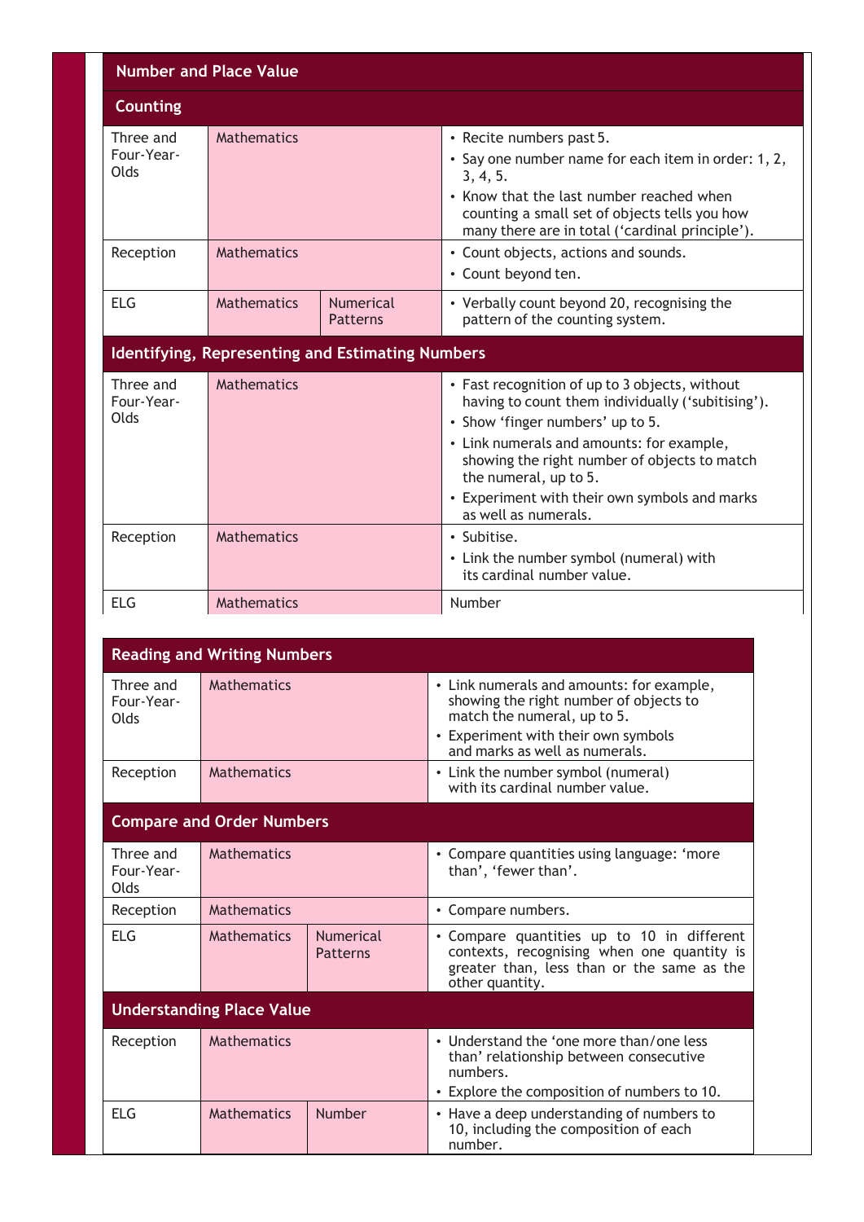## Number and Place Value

### Counting

| | | | |
|---|---|---|---|
| Three and Four-Year-Olds | Mathematics | | • Recite numbers past 5.<br>• Say one number name for each item in order: 1, 2, 3, 4, 5.<br>• Know that the last number reached when counting a small set of objects tells you how many there are in total ('cardinal principle'). |
| Reception | Mathematics | | • Count objects, actions and sounds.<br>• Count beyond ten. |
| ELG | Mathematics | Numerical Patterns | • Verbally count beyond 20, recognising the pattern of the counting system. |

### Identifying, Representing and Estimating Numbers

| | | | |
|---|---|---|---|
| Three and Four-Year-Olds | Mathematics | | • Fast recognition of up to 3 objects, without having to count them individually ('subitising').<br>• Show 'finger numbers' up to 5.<br>• Link numerals and amounts: for example, showing the right number of objects to match the numeral, up to 5.<br>• Experiment with their own symbols and marks as well as numerals. |
| Reception | Mathematics | | • Subitise.<br>• Link the number symbol (numeral) with its cardinal number value. |
| ELG | Mathematics | | Number |

### Reading and Writing Numbers

| | | | |
|---|---|---|---|
| Three and Four-Year-Olds | Mathematics | | • Link numerals and amounts: for example, showing the right number of objects to match the numeral, up to 5.<br>• Experiment with their own symbols and marks as well as numerals. |
| Reception | Mathematics | | • Link the number symbol (numeral) with its cardinal number value. |

### Compare and Order Numbers

| | | | |
|---|---|---|---|
| Three and Four-Year-Olds | Mathematics | | • Compare quantities using language: 'more than', 'fewer than'. |
| Reception | Mathematics | | • Compare numbers. |
| ELG | Mathematics | Numerical Patterns | • Compare quantities up to 10 in different contexts, recognising when one quantity is greater than, less than or the same as the other quantity. |

### Understanding Place Value

| | | | |
|---|---|---|---|
| Reception | Mathematics | | • Understand the 'one more than/one less than' relationship between consecutive numbers.<br>• Explore the composition of numbers to 10. |
| ELG | Mathematics | Number | • Have a deep understanding of numbers to 10, including the composition of each number. |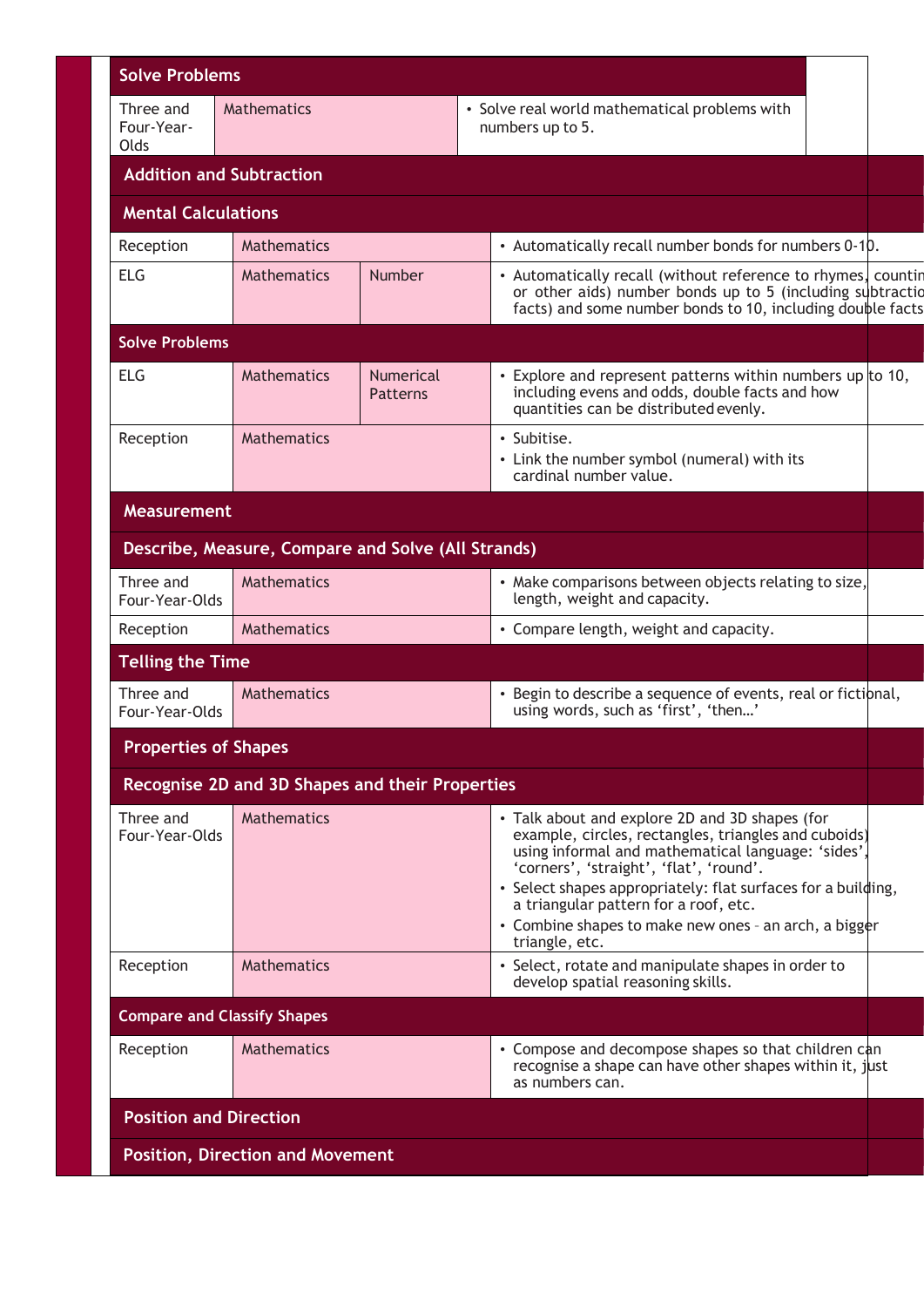| Solve Problems | | | |
|---|---|---|---|
| Three and Four-Year-Olds | Mathematics | | • Solve real world mathematical problems with numbers up to 5. |
| **Addition and Subtraction** | | | |
| **Mental Calculations** | | | |
| Reception | Mathematics | | • Automatically recall number bonds for numbers 0-10. |
| ELG | Mathematics | Number | • Automatically recall (without reference to rhymes, counting or other aids) number bonds up to 5 (including subtraction facts) and some number bonds to 10, including double facts |
| **Solve Problems** | | | |
| ELG | Mathematics | Numerical Patterns | • Explore and represent patterns within numbers up to 10, including evens and odds, double facts and how quantities can be distributed evenly. |
| Reception | Mathematics | | • Subitise.<br>• Link the number symbol (numeral) with its cardinal number value. |
| **Measurement** | | | |
| **Describe, Measure, Compare and Solve (All Strands)** | | | |
| Three and Four-Year-Olds | Mathematics | | • Make comparisons between objects relating to size, length, weight and capacity. |
| Reception | Mathematics | | • Compare length, weight and capacity. |
| **Telling the Time** | | | |
| Three and Four-Year-Olds | Mathematics | | • Begin to describe a sequence of events, real or fictional, using words, such as 'first', 'then…' |
| **Properties of Shapes** | | | |
| **Recognise 2D and 3D Shapes and their Properties** | | | |
| Three and Four-Year-Olds | Mathematics | | • Talk about and explore 2D and 3D shapes (for example, circles, rectangles, triangles and cuboids) using informal and mathematical language: 'sides', 'corners', 'straight', 'flat', 'round'.<br>• Select shapes appropriately: flat surfaces for a building, a triangular pattern for a roof, etc.<br>• Combine shapes to make new ones – an arch, a bigger triangle, etc. |
| Reception | Mathematics | | • Select, rotate and manipulate shapes in order to develop spatial reasoning skills. |
| **Compare and Classify Shapes** | | | |
| Reception | Mathematics | | • Compose and decompose shapes so that children can recognise a shape can have other shapes within it, just as numbers can. |
| **Position and Direction** | | | |
| **Position, Direction and Movement** | | | |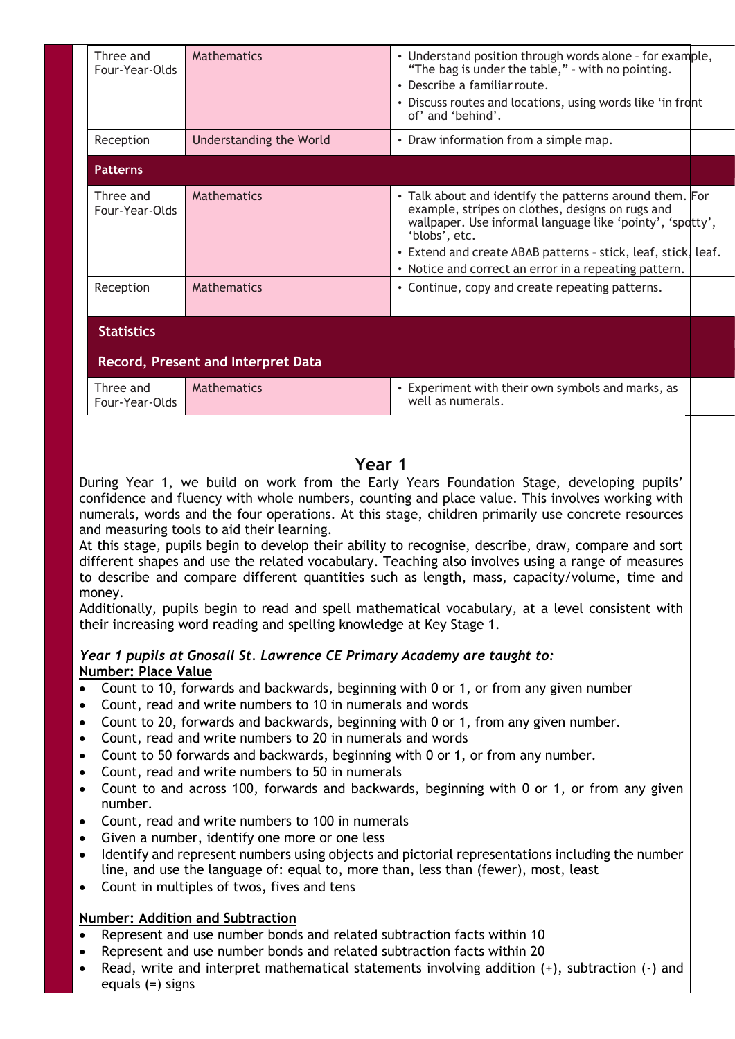| | | |
|---|---|---|
| Three and Four-Year-Olds | Mathematics | • Understand position through words alone – for example, “The bag is under the table,” – with no pointing.<br>• Describe a familiar route.<br>• Discuss routes and locations, using words like ‘in front of’ and ‘behind’. |
| Reception | Understanding the World | • Draw information from a simple map. |
| **Patterns** | | |
| Three and Four-Year-Olds | Mathematics | • Talk about and identify the patterns around them. For example, stripes on clothes, designs on rugs and wallpaper. Use informal language like ‘pointy’, ‘spotty’, ‘blobs’, etc.<br>• Extend and create ABAB patterns – stick, leaf, stick, leaf.<br>• Notice and correct an error in a repeating pattern. |
| Reception | Mathematics | • Continue, copy and create repeating patterns. |
| **Statistics** | | |
| **Record, Present and Interpret Data** | | |
| Three and Four-Year-Olds | Mathematics | • Experiment with their own symbols and marks, as well as numerals. |

## Year 1

During Year 1, we build on work from the Early Years Foundation Stage, developing pupils’ confidence and fluency with whole numbers, counting and place value. This involves working with numerals, words and the four operations. At this stage, children primarily use concrete resources and measuring tools to aid their learning.

At this stage, pupils begin to develop their ability to recognise, describe, draw, compare and sort different shapes and use the related vocabulary. Teaching also involves using a range of measures to describe and compare different quantities such as length, mass, capacity/volume, time and money.

Additionally, pupils begin to read and spell mathematical vocabulary, at a level consistent with their increasing word reading and spelling knowledge at Key Stage 1.

***Year 1 pupils at Gnosall St. Lawrence CE Primary Academy are taught to:***

**Number: Place Value**

- Count to 10, forwards and backwards, beginning with 0 or 1, or from any given number
- Count, read and write numbers to 10 in numerals and words
- Count to 20, forwards and backwards, beginning with 0 or 1, from any given number.
- Count, read and write numbers to 20 in numerals and words
- Count to 50 forwards and backwards, beginning with 0 or 1, or from any number.
- Count, read and write numbers to 50 in numerals
- Count to and across 100, forwards and backwards, beginning with 0 or 1, or from any given number.
- Count, read and write numbers to 100 in numerals
- Given a number, identify one more or one less
- Identify and represent numbers using objects and pictorial representations including the number line, and use the language of: equal to, more than, less than (fewer), most, least
- Count in multiples of twos, fives and tens

**Number: Addition and Subtraction**

- Represent and use number bonds and related subtraction facts within 10
- Represent and use number bonds and related subtraction facts within 20
- Read, write and interpret mathematical statements involving addition (+), subtraction (-) and equals (=) signs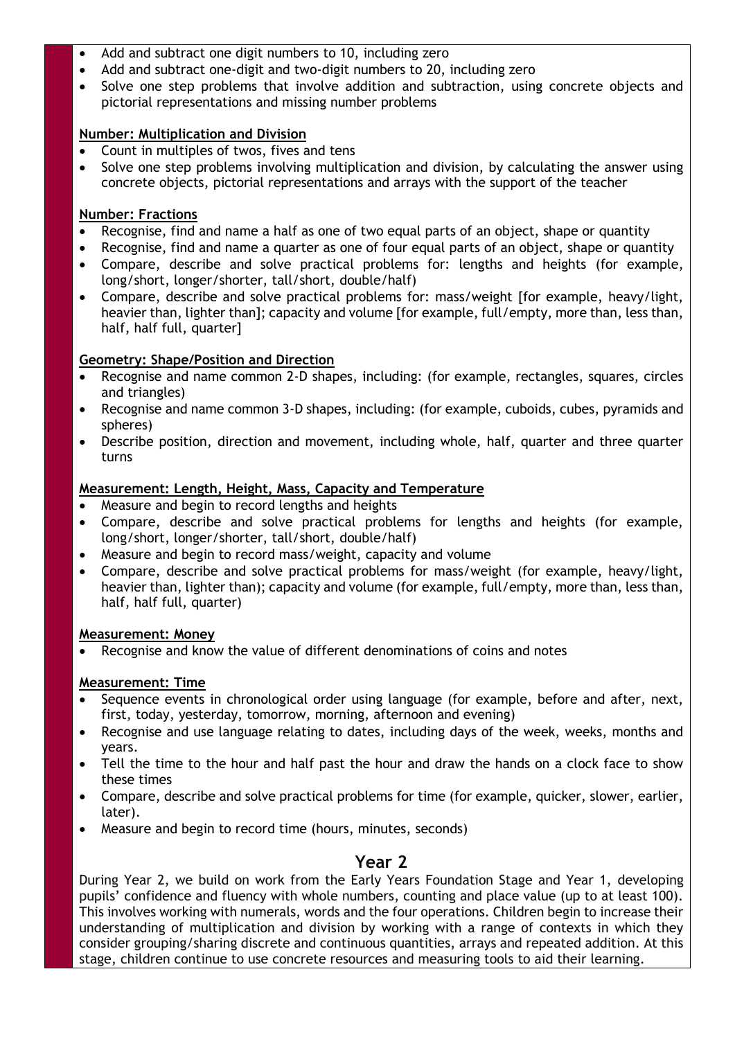- Add and subtract one digit numbers to 10, including zero
- Add and subtract one-digit and two-digit numbers to 20, including zero
- Solve one step problems that involve addition and subtraction, using concrete objects and pictorial representations and missing number problems

**Number: Multiplication and Division**

- Count in multiples of twos, fives and tens
- Solve one step problems involving multiplication and division, by calculating the answer using concrete objects, pictorial representations and arrays with the support of the teacher

**Number: Fractions**

- Recognise, find and name a half as one of two equal parts of an object, shape or quantity
- Recognise, find and name a quarter as one of four equal parts of an object, shape or quantity
- Compare, describe and solve practical problems for: lengths and heights (for example, long/short, longer/shorter, tall/short, double/half)
- Compare, describe and solve practical problems for: mass/weight [for example, heavy/light, heavier than, lighter than]; capacity and volume [for example, full/empty, more than, less than, half, half full, quarter]

**Geometry: Shape/Position and Direction**

- Recognise and name common 2-D shapes, including: (for example, rectangles, squares, circles and triangles)
- Recognise and name common 3-D shapes, including: (for example, cuboids, cubes, pyramids and spheres)
- Describe position, direction and movement, including whole, half, quarter and three quarter turns

**Measurement: Length, Height, Mass, Capacity and Temperature**

- Measure and begin to record lengths and heights
- Compare, describe and solve practical problems for lengths and heights (for example, long/short, longer/shorter, tall/short, double/half)
- Measure and begin to record mass/weight, capacity and volume
- Compare, describe and solve practical problems for mass/weight (for example, heavy/light, heavier than, lighter than); capacity and volume (for example, full/empty, more than, less than, half, half full, quarter)

**Measurement: Money**

- Recognise and know the value of different denominations of coins and notes

**Measurement: Time**

- Sequence events in chronological order using language (for example, before and after, next, first, today, yesterday, tomorrow, morning, afternoon and evening)
- Recognise and use language relating to dates, including days of the week, weeks, months and years.
- Tell the time to the hour and half past the hour and draw the hands on a clock face to show these times
- Compare, describe and solve practical problems for time (for example, quicker, slower, earlier, later).
- Measure and begin to record time (hours, minutes, seconds)

## Year 2

During Year 2, we build on work from the Early Years Foundation Stage and Year 1, developing pupils' confidence and fluency with whole numbers, counting and place value (up to at least 100). This involves working with numerals, words and the four operations. Children begin to increase their understanding of multiplication and division by working with a range of contexts in which they consider grouping/sharing discrete and continuous quantities, arrays and repeated addition. At this stage, children continue to use concrete resources and measuring tools to aid their learning.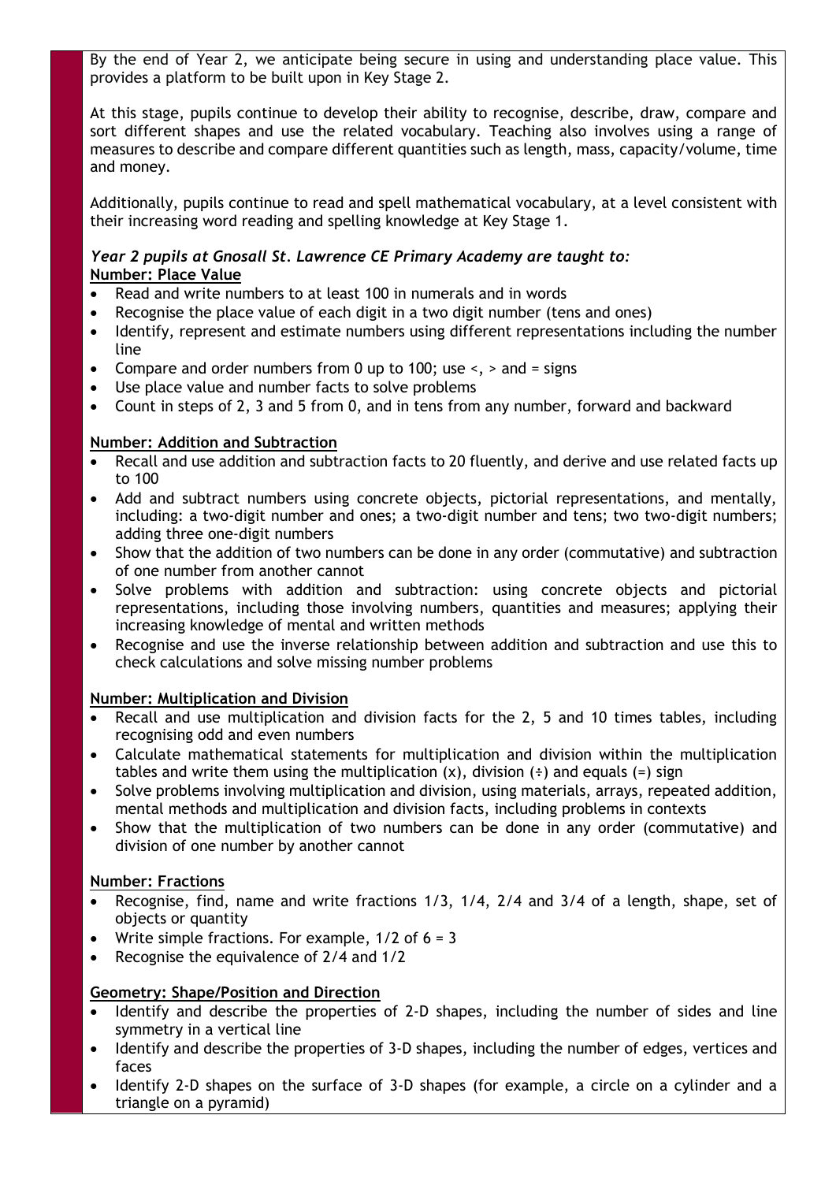By the end of Year 2, we anticipate being secure in using and understanding place value. This provides a platform to be built upon in Key Stage 2.

At this stage, pupils continue to develop their ability to recognise, describe, draw, compare and sort different shapes and use the related vocabulary. Teaching also involves using a range of measures to describe and compare different quantities such as length, mass, capacity/volume, time and money.

Additionally, pupils continue to read and spell mathematical vocabulary, at a level consistent with their increasing word reading and spelling knowledge at Key Stage 1.

***Year 2 pupils at Gnosall St. Lawrence CE Primary Academy are taught to:***

**Number: Place Value**

- Read and write numbers to at least 100 in numerals and in words
- Recognise the place value of each digit in a two digit number (tens and ones)
- Identify, represent and estimate numbers using different representations including the number line
- Compare and order numbers from 0 up to 100; use <, > and = signs
- Use place value and number facts to solve problems
- Count in steps of 2, 3 and 5 from 0, and in tens from any number, forward and backward

**Number: Addition and Subtraction**

- Recall and use addition and subtraction facts to 20 fluently, and derive and use related facts up to 100
- Add and subtract numbers using concrete objects, pictorial representations, and mentally, including: a two-digit number and ones; a two-digit number and tens; two two-digit numbers; adding three one-digit numbers
- Show that the addition of two numbers can be done in any order (commutative) and subtraction of one number from another cannot
- Solve problems with addition and subtraction: using concrete objects and pictorial representations, including those involving numbers, quantities and measures; applying their increasing knowledge of mental and written methods
- Recognise and use the inverse relationship between addition and subtraction and use this to check calculations and solve missing number problems

**Number: Multiplication and Division**

- Recall and use multiplication and division facts for the 2, 5 and 10 times tables, including recognising odd and even numbers
- Calculate mathematical statements for multiplication and division within the multiplication tables and write them using the multiplication (x), division (÷) and equals (=) sign
- Solve problems involving multiplication and division, using materials, arrays, repeated addition, mental methods and multiplication and division facts, including problems in contexts
- Show that the multiplication of two numbers can be done in any order (commutative) and division of one number by another cannot

**Number: Fractions**

- Recognise, find, name and write fractions 1/3, 1/4, 2/4 and 3/4 of a length, shape, set of objects or quantity
- Write simple fractions. For example, 1/2 of 6 = 3
- Recognise the equivalence of 2/4 and 1/2

**Geometry: Shape/Position and Direction**

- Identify and describe the properties of 2-D shapes, including the number of sides and line symmetry in a vertical line
- Identify and describe the properties of 3-D shapes, including the number of edges, vertices and faces
- Identify 2-D shapes on the surface of 3-D shapes (for example, a circle on a cylinder and a triangle on a pyramid)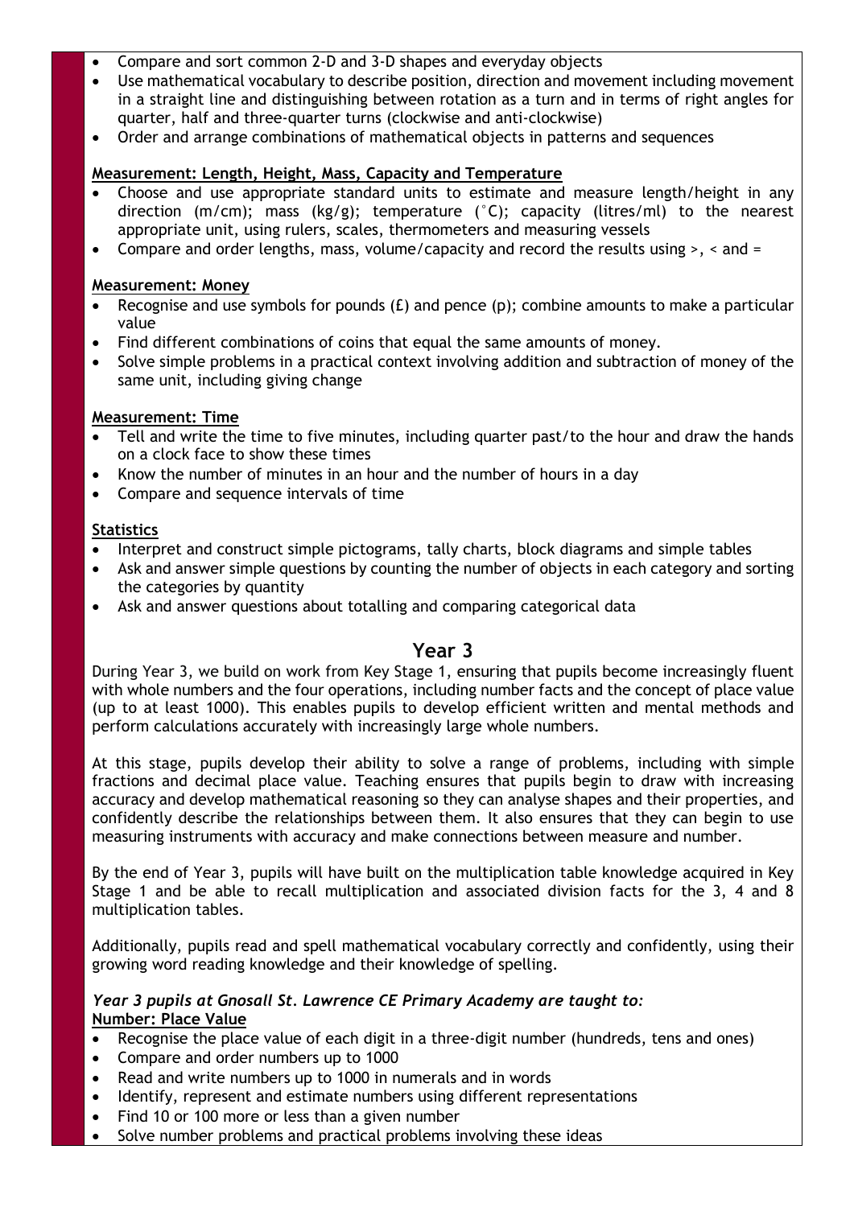- Compare and sort common 2-D and 3-D shapes and everyday objects
- Use mathematical vocabulary to describe position, direction and movement including movement in a straight line and distinguishing between rotation as a turn and in terms of right angles for quarter, half and three-quarter turns (clockwise and anti-clockwise)
- Order and arrange combinations of mathematical objects in patterns and sequences

**Measurement: Length, Height, Mass, Capacity and Temperature**

- Choose and use appropriate standard units to estimate and measure length/height in any direction (m/cm); mass (kg/g); temperature (°C); capacity (litres/ml) to the nearest appropriate unit, using rulers, scales, thermometers and measuring vessels
- Compare and order lengths, mass, volume/capacity and record the results using >, < and =

**Measurement: Money**

- Recognise and use symbols for pounds (£) and pence (p); combine amounts to make a particular value
- Find different combinations of coins that equal the same amounts of money.
- Solve simple problems in a practical context involving addition and subtraction of money of the same unit, including giving change

**Measurement: Time**

- Tell and write the time to five minutes, including quarter past/to the hour and draw the hands on a clock face to show these times
- Know the number of minutes in an hour and the number of hours in a day
- Compare and sequence intervals of time

**Statistics**

- Interpret and construct simple pictograms, tally charts, block diagrams and simple tables
- Ask and answer simple questions by counting the number of objects in each category and sorting the categories by quantity
- Ask and answer questions about totalling and comparing categorical data

## Year 3

During Year 3, we build on work from Key Stage 1, ensuring that pupils become increasingly fluent with whole numbers and the four operations, including number facts and the concept of place value (up to at least 1000). This enables pupils to develop efficient written and mental methods and perform calculations accurately with increasingly large whole numbers.

At this stage, pupils develop their ability to solve a range of problems, including with simple fractions and decimal place value. Teaching ensures that pupils begin to draw with increasing accuracy and develop mathematical reasoning so they can analyse shapes and their properties, and confidently describe the relationships between them. It also ensures that they can begin to use measuring instruments with accuracy and make connections between measure and number.

By the end of Year 3, pupils will have built on the multiplication table knowledge acquired in Key Stage 1 and be able to recall multiplication and associated division facts for the 3, 4 and 8 multiplication tables.

Additionally, pupils read and spell mathematical vocabulary correctly and confidently, using their growing word reading knowledge and their knowledge of spelling.

***Year 3 pupils at Gnosall St. Lawrence CE Primary Academy are taught to:***

**Number: Place Value**

- Recognise the place value of each digit in a three-digit number (hundreds, tens and ones)
- Compare and order numbers up to 1000
- Read and write numbers up to 1000 in numerals and in words
- Identify, represent and estimate numbers using different representations
- Find 10 or 100 more or less than a given number
- Solve number problems and practical problems involving these ideas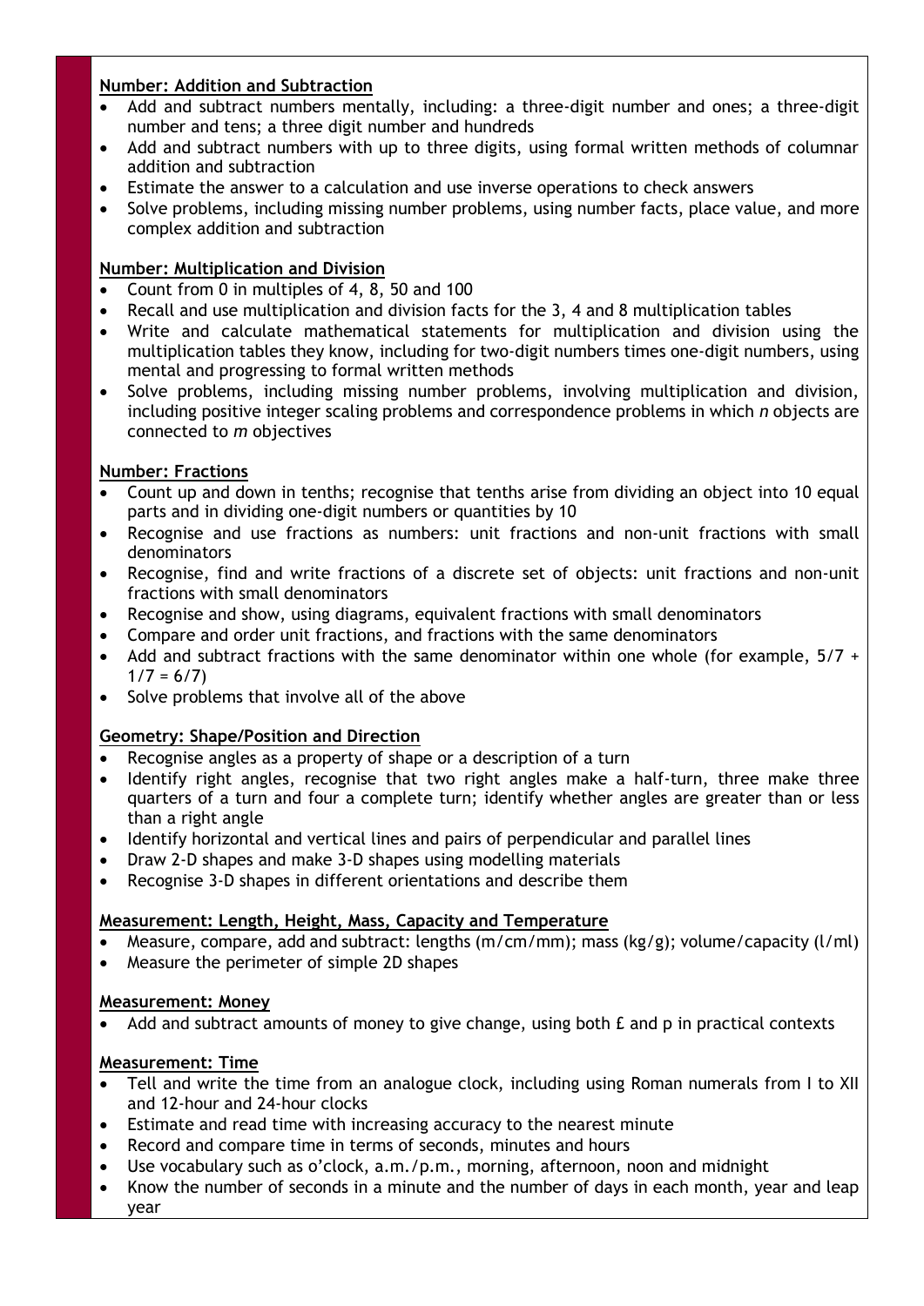**Number: Addition and Subtraction**

- Add and subtract numbers mentally, including: a three-digit number and ones; a three-digit number and tens; a three digit number and hundreds
- Add and subtract numbers with up to three digits, using formal written methods of columnar addition and subtraction
- Estimate the answer to a calculation and use inverse operations to check answers
- Solve problems, including missing number problems, using number facts, place value, and more complex addition and subtraction

**Number: Multiplication and Division**

- Count from 0 in multiples of 4, 8, 50 and 100
- Recall and use multiplication and division facts for the 3, 4 and 8 multiplication tables
- Write and calculate mathematical statements for multiplication and division using the multiplication tables they know, including for two-digit numbers times one-digit numbers, using mental and progressing to formal written methods
- Solve problems, including missing number problems, involving multiplication and division, including positive integer scaling problems and correspondence problems in which *n* objects are connected to *m* objectives

**Number: Fractions**

- Count up and down in tenths; recognise that tenths arise from dividing an object into 10 equal parts and in dividing one-digit numbers or quantities by 10
- Recognise and use fractions as numbers: unit fractions and non-unit fractions with small denominators
- Recognise, find and write fractions of a discrete set of objects: unit fractions and non-unit fractions with small denominators
- Recognise and show, using diagrams, equivalent fractions with small denominators
- Compare and order unit fractions, and fractions with the same denominators
- Add and subtract fractions with the same denominator within one whole (for example, $5/7 + 1/7 = 6/7$)
- Solve problems that involve all of the above

**Geometry: Shape/Position and Direction**

- Recognise angles as a property of shape or a description of a turn
- Identify right angles, recognise that two right angles make a half-turn, three make three quarters of a turn and four a complete turn; identify whether angles are greater than or less than a right angle
- Identify horizontal and vertical lines and pairs of perpendicular and parallel lines
- Draw 2-D shapes and make 3-D shapes using modelling materials
- Recognise 3-D shapes in different orientations and describe them

**Measurement: Length, Height, Mass, Capacity and Temperature**

- Measure, compare, add and subtract: lengths (m/cm/mm); mass (kg/g); volume/capacity (l/ml)
- Measure the perimeter of simple 2D shapes

**Measurement: Money**

- Add and subtract amounts of money to give change, using both £ and p in practical contexts

**Measurement: Time**

- Tell and write the time from an analogue clock, including using Roman numerals from I to XII and 12-hour and 24-hour clocks
- Estimate and read time with increasing accuracy to the nearest minute
- Record and compare time in terms of seconds, minutes and hours
- Use vocabulary such as o'clock, a.m./p.m., morning, afternoon, noon and midnight
- Know the number of seconds in a minute and the number of days in each month, year and leap year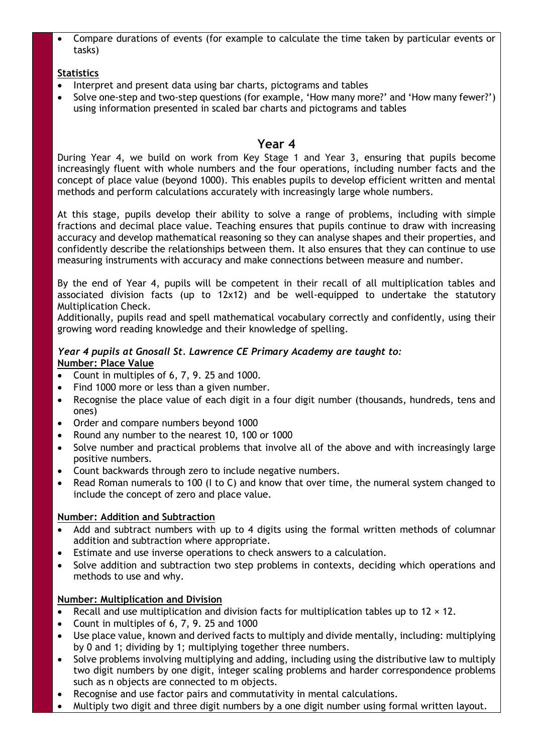- Compare durations of events (for example to calculate the time taken by particular events or tasks)

**Statistics**

- Interpret and present data using bar charts, pictograms and tables
- Solve one-step and two-step questions (for example, 'How many more?' and 'How many fewer?') using information presented in scaled bar charts and pictograms and tables

## Year 4

During Year 4, we build on work from Key Stage 1 and Year 3, ensuring that pupils become increasingly fluent with whole numbers and the four operations, including number facts and the concept of place value (beyond 1000). This enables pupils to develop efficient written and mental methods and perform calculations accurately with increasingly large whole numbers.

At this stage, pupils develop their ability to solve a range of problems, including with simple fractions and decimal place value. Teaching ensures that pupils continue to draw with increasing accuracy and develop mathematical reasoning so they can analyse shapes and their properties, and confidently describe the relationships between them. It also ensures that they can continue to use measuring instruments with accuracy and make connections between measure and number.

By the end of Year 4, pupils will be competent in their recall of all multiplication tables and associated division facts (up to 12x12) and be well-equipped to undertake the statutory Multiplication Check.
Additionally, pupils read and spell mathematical vocabulary correctly and confidently, using their growing word reading knowledge and their knowledge of spelling.

***Year 4 pupils at Gnosall St. Lawrence CE Primary Academy are taught to:***

**Number: Place Value**

- Count in multiples of 6, 7, 9. 25 and 1000.
- Find 1000 more or less than a given number.
- Recognise the place value of each digit in a four digit number (thousands, hundreds, tens and ones)
- Order and compare numbers beyond 1000
- Round any number to the nearest 10, 100 or 1000
- Solve number and practical problems that involve all of the above and with increasingly large positive numbers.
- Count backwards through zero to include negative numbers.
- Read Roman numerals to 100 (I to C) and know that over time, the numeral system changed to include the concept of zero and place value.

**Number: Addition and Subtraction**

- Add and subtract numbers with up to 4 digits using the formal written methods of columnar addition and subtraction where appropriate.
- Estimate and use inverse operations to check answers to a calculation.
- Solve addition and subtraction two step problems in contexts, deciding which operations and methods to use and why.

**Number: Multiplication and Division**

- Recall and use multiplication and division facts for multiplication tables up to $12 \times 12$.
- Count in multiples of 6, 7, 9. 25 and 1000
- Use place value, known and derived facts to multiply and divide mentally, including: multiplying by 0 and 1; dividing by 1; multiplying together three numbers.
- Solve problems involving multiplying and adding, including using the distributive law to multiply two digit numbers by one digit, integer scaling problems and harder correspondence problems such as n objects are connected to m objects.
- Recognise and use factor pairs and commutativity in mental calculations.
- Multiply two digit and three digit numbers by a one digit number using formal written layout.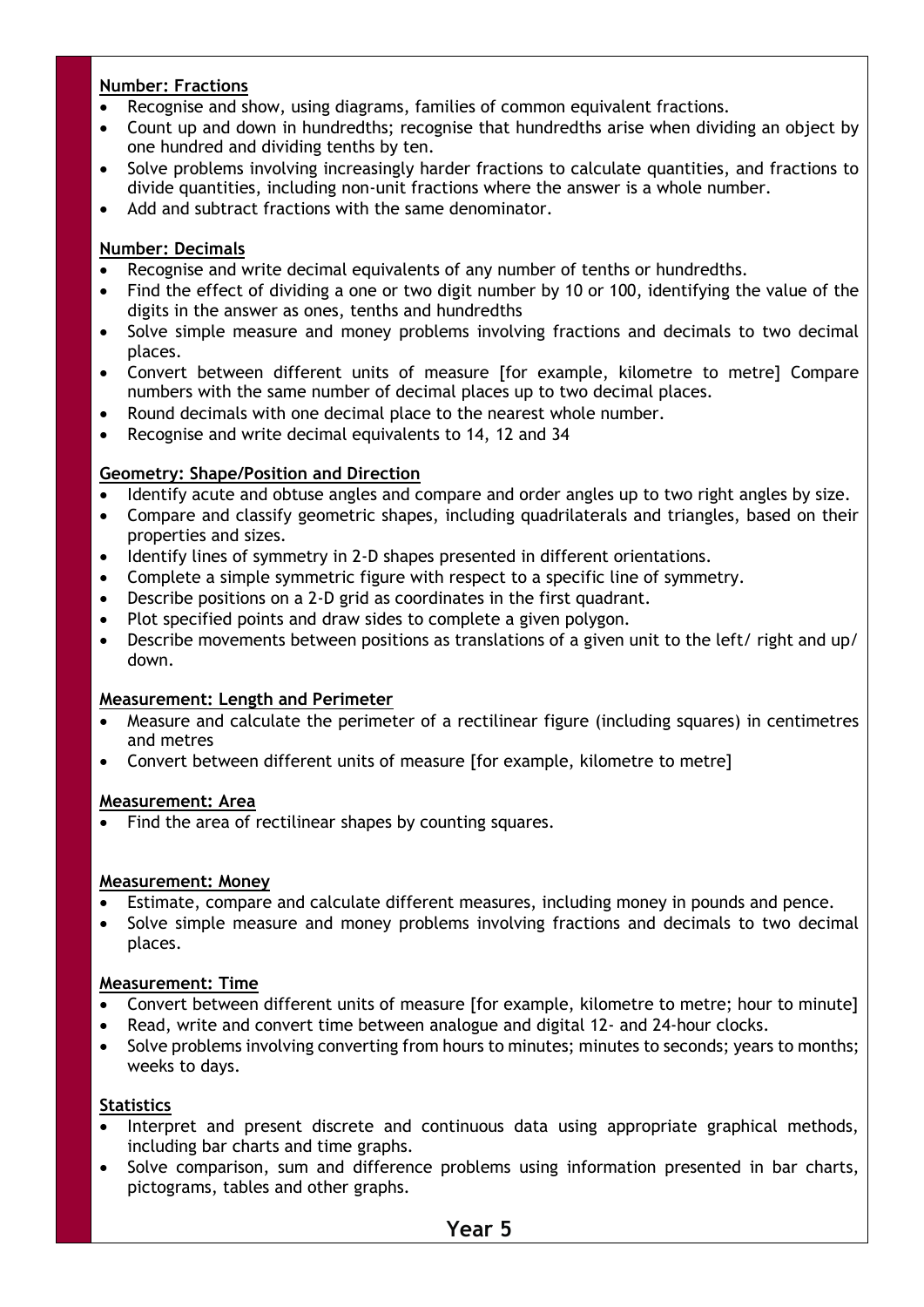**Number: Fractions**

- Recognise and show, using diagrams, families of common equivalent fractions.
- Count up and down in hundredths; recognise that hundredths arise when dividing an object by one hundred and dividing tenths by ten.
- Solve problems involving increasingly harder fractions to calculate quantities, and fractions to divide quantities, including non-unit fractions where the answer is a whole number.
- Add and subtract fractions with the same denominator.

**Number: Decimals**

- Recognise and write decimal equivalents of any number of tenths or hundredths.
- Find the effect of dividing a one or two digit number by 10 or 100, identifying the value of the digits in the answer as ones, tenths and hundredths
- Solve simple measure and money problems involving fractions and decimals to two decimal places.
- Convert between different units of measure [for example, kilometre to metre] Compare numbers with the same number of decimal places up to two decimal places.
- Round decimals with one decimal place to the nearest whole number.
- Recognise and write decimal equivalents to 14, 12 and 34

**Geometry: Shape/Position and Direction**

- Identify acute and obtuse angles and compare and order angles up to two right angles by size.
- Compare and classify geometric shapes, including quadrilaterals and triangles, based on their properties and sizes.
- Identify lines of symmetry in 2-D shapes presented in different orientations.
- Complete a simple symmetric figure with respect to a specific line of symmetry.
- Describe positions on a 2-D grid as coordinates in the first quadrant.
- Plot specified points and draw sides to complete a given polygon.
- Describe movements between positions as translations of a given unit to the left/ right and up/ down.

**Measurement: Length and Perimeter**

- Measure and calculate the perimeter of a rectilinear figure (including squares) in centimetres and metres
- Convert between different units of measure [for example, kilometre to metre]

**Measurement: Area**

- Find the area of rectilinear shapes by counting squares.

**Measurement: Money**

- Estimate, compare and calculate different measures, including money in pounds and pence.
- Solve simple measure and money problems involving fractions and decimals to two decimal places.

**Measurement: Time**

- Convert between different units of measure [for example, kilometre to metre; hour to minute]
- Read, write and convert time between analogue and digital 12- and 24-hour clocks.
- Solve problems involving converting from hours to minutes; minutes to seconds; years to months; weeks to days.

**Statistics**

- Interpret and present discrete and continuous data using appropriate graphical methods, including bar charts and time graphs.
- Solve comparison, sum and difference problems using information presented in bar charts, pictograms, tables and other graphs.

**Year 5**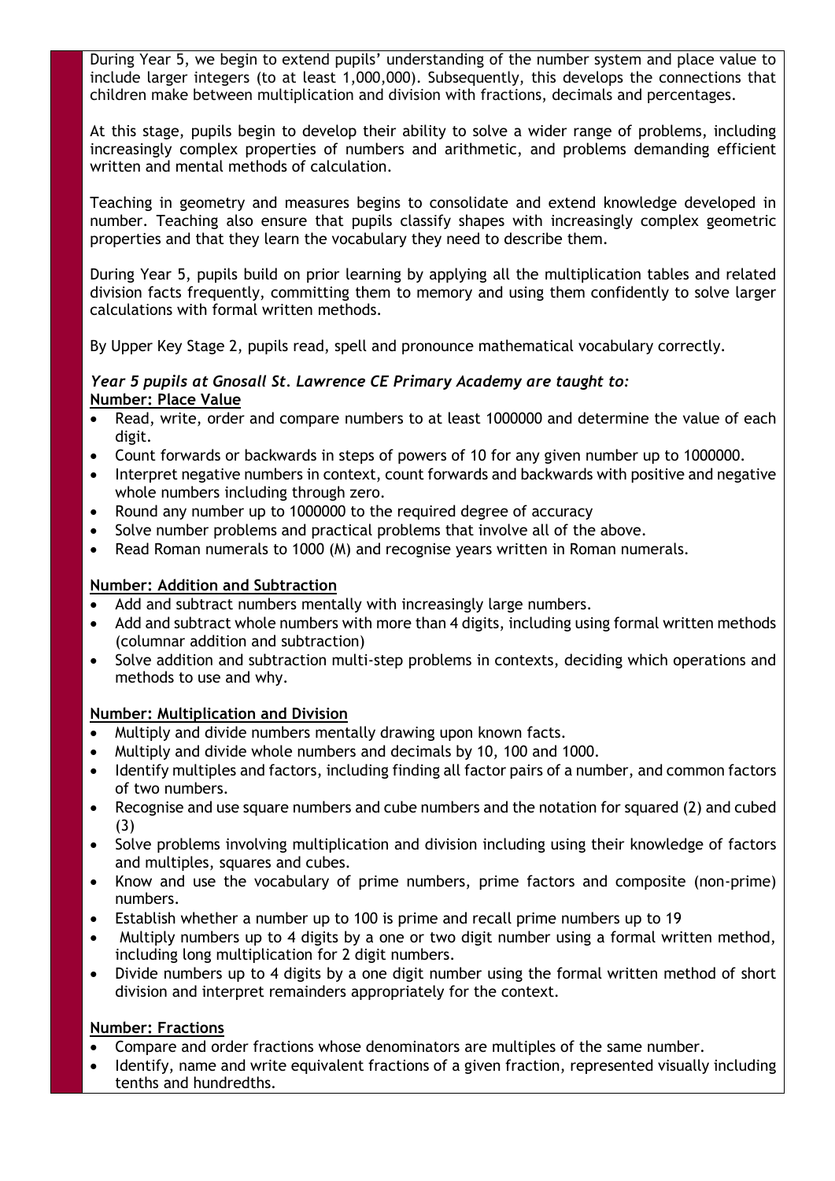During Year 5, we begin to extend pupils' understanding of the number system and place value to include larger integers (to at least 1,000,000). Subsequently, this develops the connections that children make between multiplication and division with fractions, decimals and percentages.

At this stage, pupils begin to develop their ability to solve a wider range of problems, including increasingly complex properties of numbers and arithmetic, and problems demanding efficient written and mental methods of calculation.

Teaching in geometry and measures begins to consolidate and extend knowledge developed in number. Teaching also ensure that pupils classify shapes with increasingly complex geometric properties and that they learn the vocabulary they need to describe them.

During Year 5, pupils build on prior learning by applying all the multiplication tables and related division facts frequently, committing them to memory and using them confidently to solve larger calculations with formal written methods.

By Upper Key Stage 2, pupils read, spell and pronounce mathematical vocabulary correctly.

***Year 5 pupils at Gnosall St. Lawrence CE Primary Academy are taught to:***

**Number: Place Value**

- Read, write, order and compare numbers to at least 1000000 and determine the value of each digit.
- Count forwards or backwards in steps of powers of 10 for any given number up to 1000000.
- Interpret negative numbers in context, count forwards and backwards with positive and negative whole numbers including through zero.
- Round any number up to 1000000 to the required degree of accuracy
- Solve number problems and practical problems that involve all of the above.
- Read Roman numerals to 1000 (M) and recognise years written in Roman numerals.

**Number: Addition and Subtraction**

- Add and subtract numbers mentally with increasingly large numbers.
- Add and subtract whole numbers with more than 4 digits, including using formal written methods (columnar addition and subtraction)
- Solve addition and subtraction multi-step problems in contexts, deciding which operations and methods to use and why.

**Number: Multiplication and Division**

- Multiply and divide numbers mentally drawing upon known facts.
- Multiply and divide whole numbers and decimals by 10, 100 and 1000.
- Identify multiples and factors, including finding all factor pairs of a number, and common factors of two numbers.
- Recognise and use square numbers and cube numbers and the notation for squared (2) and cubed (3)
- Solve problems involving multiplication and division including using their knowledge of factors and multiples, squares and cubes.
- Know and use the vocabulary of prime numbers, prime factors and composite (non-prime) numbers.
- Establish whether a number up to 100 is prime and recall prime numbers up to 19
- Multiply numbers up to 4 digits by a one or two digit number using a formal written method, including long multiplication for 2 digit numbers.
- Divide numbers up to 4 digits by a one digit number using the formal written method of short division and interpret remainders appropriately for the context.

**Number: Fractions**

- Compare and order fractions whose denominators are multiples of the same number.
- Identify, name and write equivalent fractions of a given fraction, represented visually including tenths and hundredths.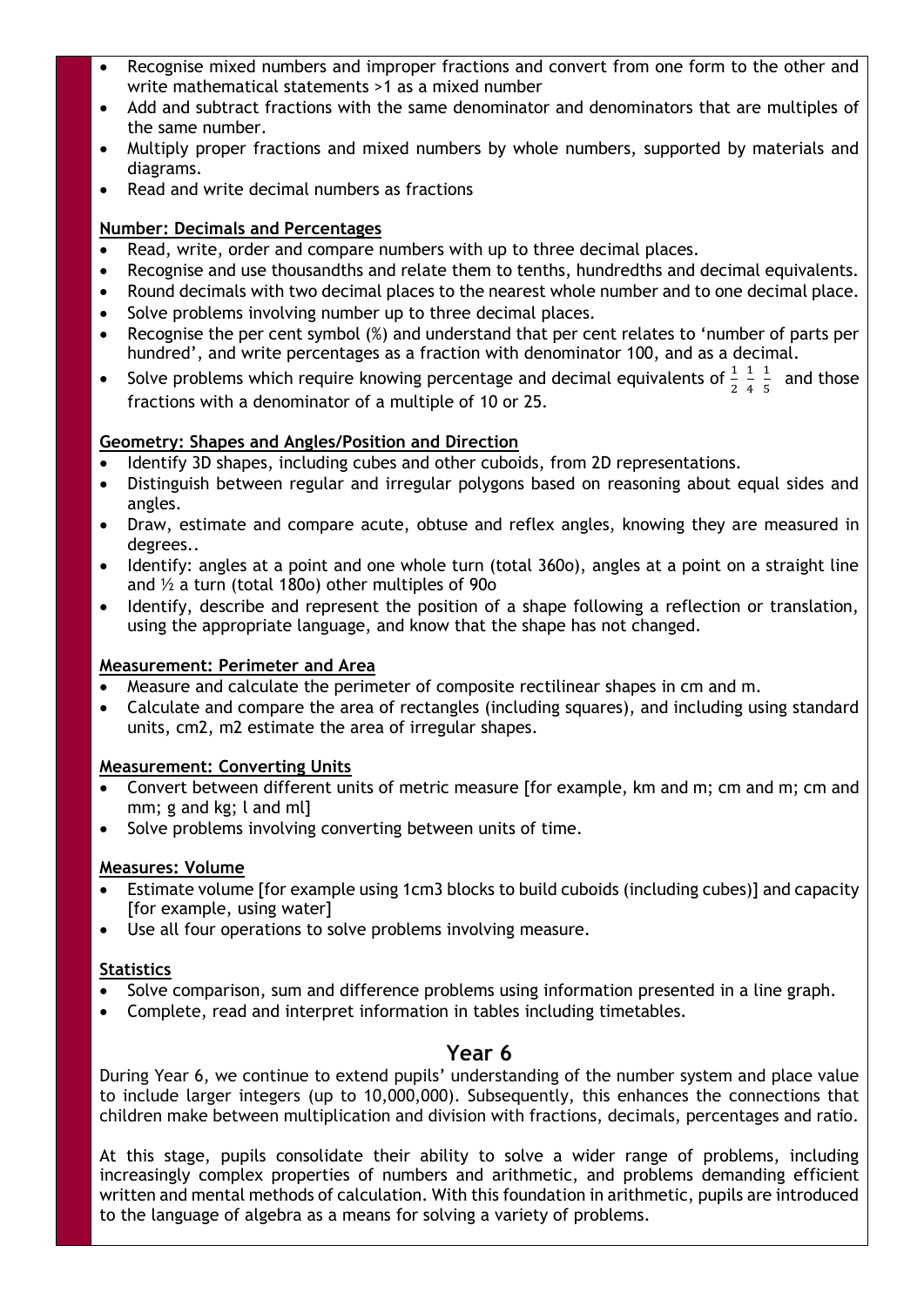- Recognise mixed numbers and improper fractions and convert from one form to the other and write mathematical statements >1 as a mixed number
- Add and subtract fractions with the same denominator and denominators that are multiples of the same number.
- Multiply proper fractions and mixed numbers by whole numbers, supported by materials and diagrams.
- Read and write decimal numbers as fractions

**Number: Decimals and Percentages**

- Read, write, order and compare numbers with up to three decimal places.
- Recognise and use thousandths and relate them to tenths, hundredths and decimal equivalents.
- Round decimals with two decimal places to the nearest whole number and to one decimal place.
- Solve problems involving number up to three decimal places.
- Recognise the per cent symbol (%) and understand that per cent relates to 'number of parts per hundred', and write percentages as a fraction with denominator 100, and as a decimal.
- Solve problems which require knowing percentage and decimal equivalents of $\frac{1}{2}$ $\frac{1}{4}$ $\frac{1}{5}$ and those fractions with a denominator of a multiple of 10 or 25.

**Geometry: Shapes and Angles/Position and Direction**

- Identify 3D shapes, including cubes and other cuboids, from 2D representations.
- Distinguish between regular and irregular polygons based on reasoning about equal sides and angles.
- Draw, estimate and compare acute, obtuse and reflex angles, knowing they are measured in degrees..
- Identify: angles at a point and one whole turn (total 360o), angles at a point on a straight line and ½ a turn (total 180o) other multiples of 90o
- Identify, describe and represent the position of a shape following a reflection or translation, using the appropriate language, and know that the shape has not changed.

**Measurement: Perimeter and Area**

- Measure and calculate the perimeter of composite rectilinear shapes in cm and m.
- Calculate and compare the area of rectangles (including squares), and including using standard units, cm2, m2 estimate the area of irregular shapes.

**Measurement: Converting Units**

- Convert between different units of metric measure [for example, km and m; cm and m; cm and mm; g and kg; l and ml]
- Solve problems involving converting between units of time.

**Measures: Volume**

- Estimate volume [for example using 1cm3 blocks to build cuboids (including cubes)] and capacity [for example, using water]
- Use all four operations to solve problems involving measure.

**Statistics**

- Solve comparison, sum and difference problems using information presented in a line graph.
- Complete, read and interpret information in tables including timetables.

## Year 6

During Year 6, we continue to extend pupils' understanding of the number system and place value to include larger integers (up to 10,000,000). Subsequently, this enhances the connections that children make between multiplication and division with fractions, decimals, percentages and ratio.

At this stage, pupils consolidate their ability to solve a wider range of problems, including increasingly complex properties of numbers and arithmetic, and problems demanding efficient written and mental methods of calculation. With this foundation in arithmetic, pupils are introduced to the language of algebra as a means for solving a variety of problems.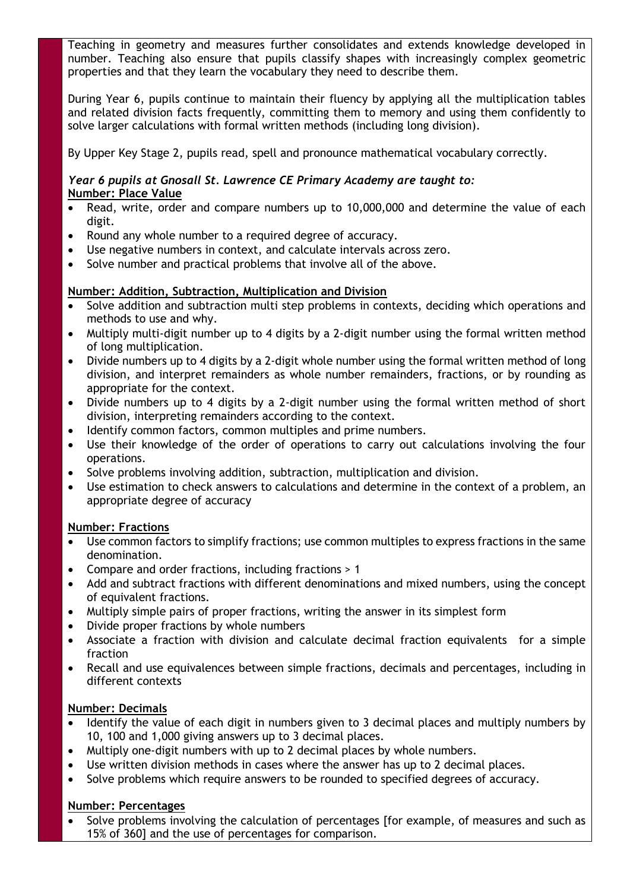Teaching in geometry and measures further consolidates and extends knowledge developed in number. Teaching also ensure that pupils classify shapes with increasingly complex geometric properties and that they learn the vocabulary they need to describe them.

During Year 6, pupils continue to maintain their fluency by applying all the multiplication tables and related division facts frequently, committing them to memory and using them confidently to solve larger calculations with formal written methods (including long division).

By Upper Key Stage 2, pupils read, spell and pronounce mathematical vocabulary correctly.

***Year 6 pupils at Gnosall St. Lawrence CE Primary Academy are taught to:***

**Number: Place Value**

- Read, write, order and compare numbers up to 10,000,000 and determine the value of each digit.
- Round any whole number to a required degree of accuracy.
- Use negative numbers in context, and calculate intervals across zero.
- Solve number and practical problems that involve all of the above.

**Number: Addition, Subtraction, Multiplication and Division**

- Solve addition and subtraction multi step problems in contexts, deciding which operations and methods to use and why.
- Multiply multi-digit number up to 4 digits by a 2-digit number using the formal written method of long multiplication.
- Divide numbers up to 4 digits by a 2-digit whole number using the formal written method of long division, and interpret remainders as whole number remainders, fractions, or by rounding as appropriate for the context.
- Divide numbers up to 4 digits by a 2-digit number using the formal written method of short division, interpreting remainders according to the context.
- Identify common factors, common multiples and prime numbers.
- Use their knowledge of the order of operations to carry out calculations involving the four operations.
- Solve problems involving addition, subtraction, multiplication and division.
- Use estimation to check answers to calculations and determine in the context of a problem, an appropriate degree of accuracy

**Number: Fractions**

- Use common factors to simplify fractions; use common multiples to express fractions in the same denomination.
- Compare and order fractions, including fractions > 1
- Add and subtract fractions with different denominations and mixed numbers, using the concept of equivalent fractions.
- Multiply simple pairs of proper fractions, writing the answer in its simplest form
- Divide proper fractions by whole numbers
- Associate a fraction with division and calculate decimal fraction equivalents for a simple fraction
- Recall and use equivalences between simple fractions, decimals and percentages, including in different contexts

**Number: Decimals**

- Identify the value of each digit in numbers given to 3 decimal places and multiply numbers by 10, 100 and 1,000 giving answers up to 3 decimal places.
- Multiply one-digit numbers with up to 2 decimal places by whole numbers.
- Use written division methods in cases where the answer has up to 2 decimal places.
- Solve problems which require answers to be rounded to specified degrees of accuracy.

**Number: Percentages**

- Solve problems involving the calculation of percentages [for example, of measures and such as 15% of 360] and the use of percentages for comparison.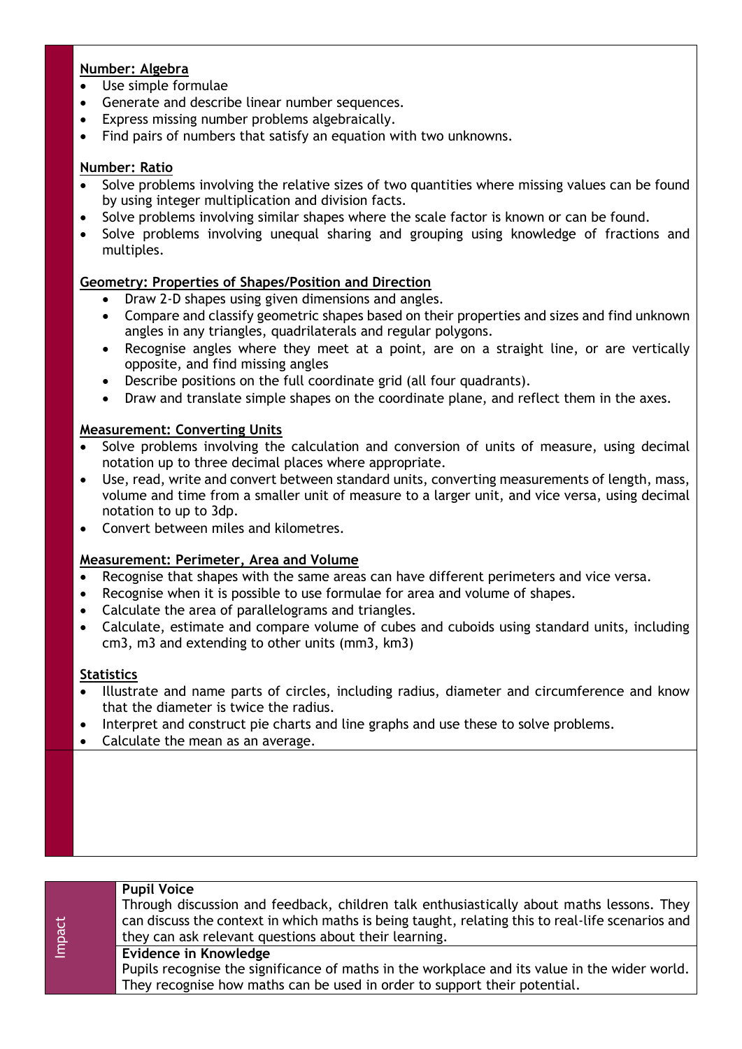**Number: Algebra**

- Use simple formulae
- Generate and describe linear number sequences.
- Express missing number problems algebraically.
- Find pairs of numbers that satisfy an equation with two unknowns.

**Number: Ratio**

- Solve problems involving the relative sizes of two quantities where missing values can be found by using integer multiplication and division facts.
- Solve problems involving similar shapes where the scale factor is known or can be found.
- Solve problems involving unequal sharing and grouping using knowledge of fractions and multiples.

**Geometry: Properties of Shapes/Position and Direction**

- Draw 2-D shapes using given dimensions and angles.
- Compare and classify geometric shapes based on their properties and sizes and find unknown angles in any triangles, quadrilaterals and regular polygons.
- Recognise angles where they meet at a point, are on a straight line, or are vertically opposite, and find missing angles
- Describe positions on the full coordinate grid (all four quadrants).
- Draw and translate simple shapes on the coordinate plane, and reflect them in the axes.

**Measurement: Converting Units**

- Solve problems involving the calculation and conversion of units of measure, using decimal notation up to three decimal places where appropriate.
- Use, read, write and convert between standard units, converting measurements of length, mass, volume and time from a smaller unit of measure to a larger unit, and vice versa, using decimal notation to up to 3dp.
- Convert between miles and kilometres.

**Measurement: Perimeter, Area and Volume**

- Recognise that shapes with the same areas can have different perimeters and vice versa.
- Recognise when it is possible to use formulae for area and volume of shapes.
- Calculate the area of parallelograms and triangles.
- Calculate, estimate and compare volume of cubes and cuboids using standard units, including cm3, m3 and extending to other units (mm3, km3)

**Statistics**

- Illustrate and name parts of circles, including radius, diameter and circumference and know that the diameter is twice the radius.
- Interpret and construct pie charts and line graphs and use these to solve problems.
- Calculate the mean as an average.

## Impact

**Pupil Voice**

Through discussion and feedback, children talk enthusiastically about maths lessons. They can discuss the context in which maths is being taught, relating this to real-life scenarios and they can ask relevant questions about their learning.

**Evidence in Knowledge**

Pupils recognise the significance of maths in the workplace and its value in the wider world. They recognise how maths can be used in order to support their potential.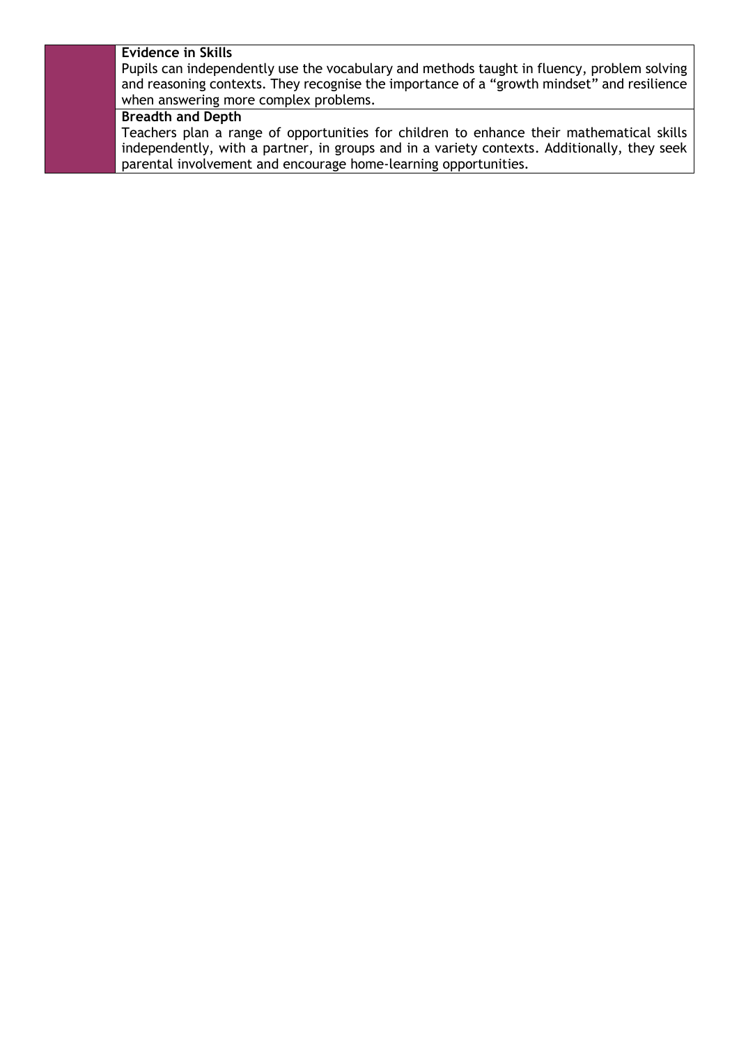| | |
|---|---|
| | **Evidence in Skills**<br>Pupils can independently use the vocabulary and methods taught in fluency, problem solving and reasoning contexts. They recognise the importance of a "growth mindset" and resilience when answering more complex problems. |
| | **Breadth and Depth**<br>Teachers plan a range of opportunities for children to enhance their mathematical skills independently, with a partner, in groups and in a variety contexts. Additionally, they seek parental involvement and encourage home-learning opportunities. |